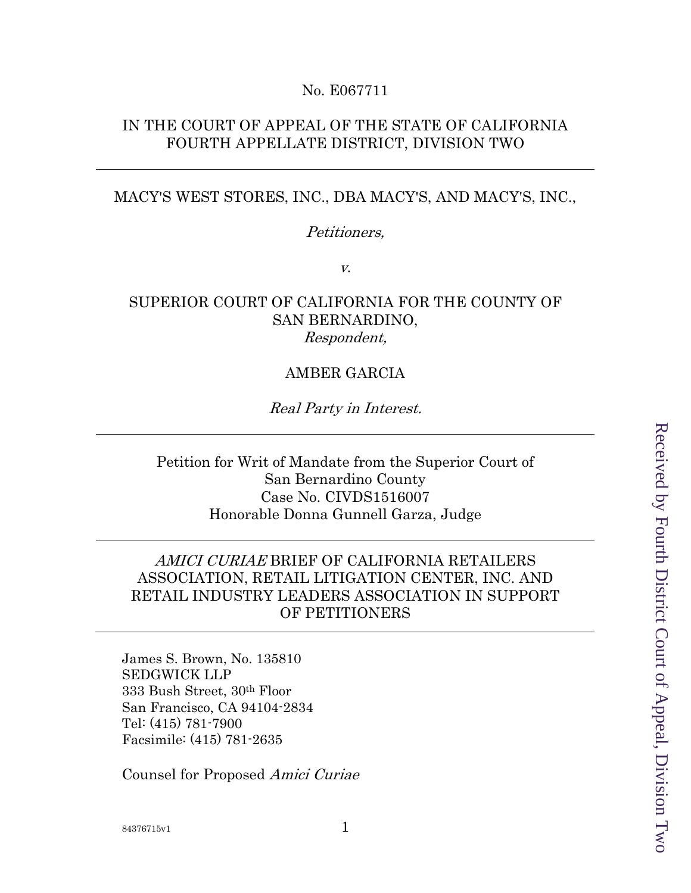No. E067711

IN THE COURT OF APPEAL OF THE STATE OF CALIFORNIA
FOURTH APPELLATE DISTRICT, DIVISION TWO

---

MACY'S WEST STORES, INC., DBA MACY'S, AND MACY'S, INC.,

*Petitioners,*

*v.*

SUPERIOR COURT OF CALIFORNIA FOR THE COUNTY OF SAN BERNARDINO,
*Respondent,*

AMBER GARCIA

*Real Party in Interest.*

---

Petition for Writ of Mandate from the Superior Court of San Bernardino County
Case No. CIVDS1516007
Honorable Donna Gunnell Garza, Judge

---

*AMICI CURIAE* BRIEF OF CALIFORNIA RETAILERS ASSOCIATION, RETAIL LITIGATION CENTER, INC. AND RETAIL INDUSTRY LEADERS ASSOCIATION IN SUPPORT OF PETITIONERS

---

James S. Brown, No. 135810
SEDGWICK LLP
333 Bush Street, 30th Floor
San Francisco, CA 94104-2834
Tel: (415) 781-7900
Facsimile: (415) 781-2635

Counsel for Proposed *Amici Curiae*

Received by Fourth District Court of Appeal, Division Two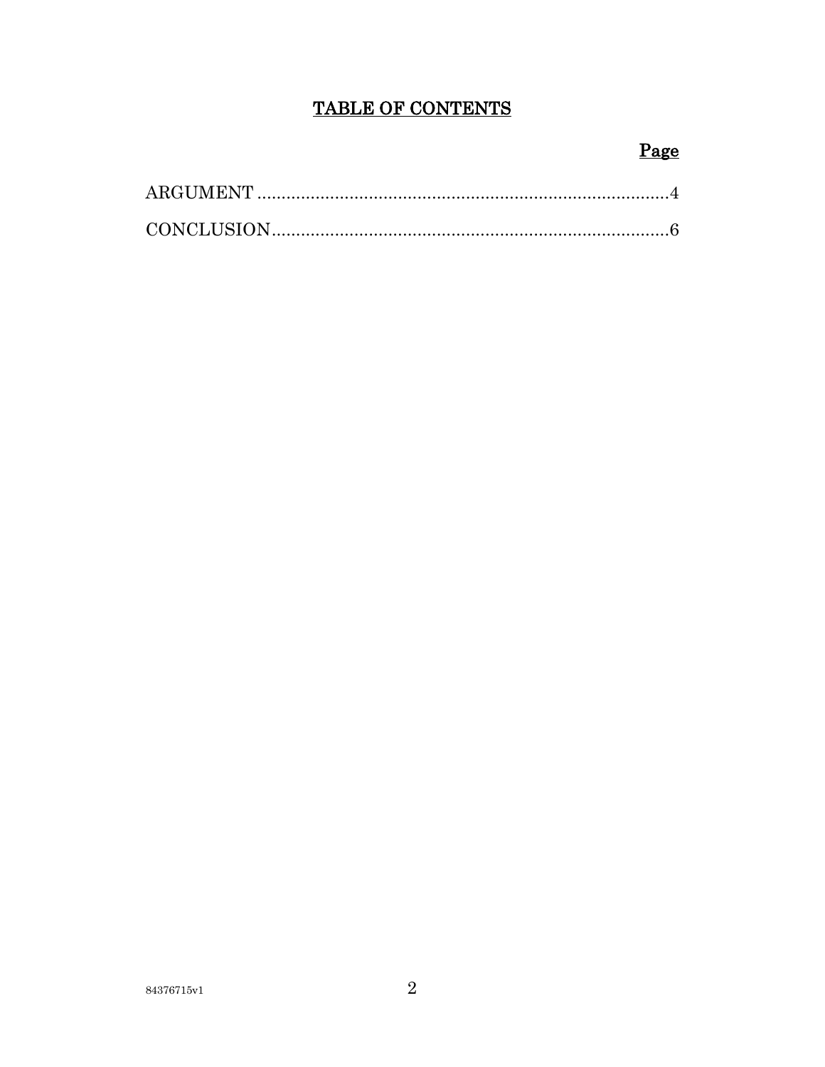# TABLE OF CONTENTS

| | Page |
|---|---|
| ARGUMENT | 4 |
| CONCLUSION | 6 |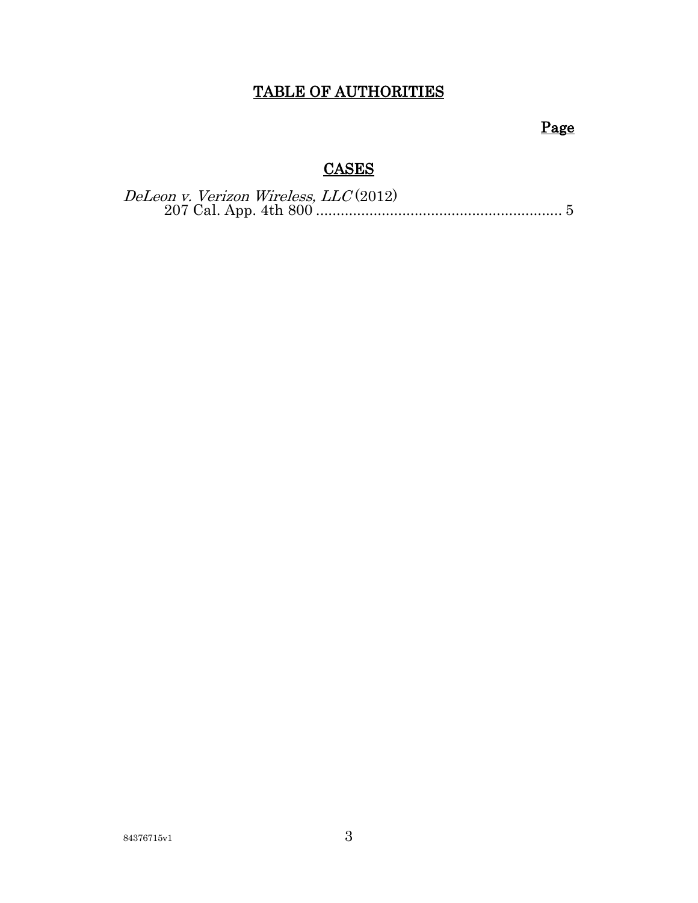# TABLE OF AUTHORITIES

**Page**

## CASES

*DeLeon v. Verizon Wireless, LLC* (2012)
207 Cal. App. 4th 800 ............................................................ 5

84376715v1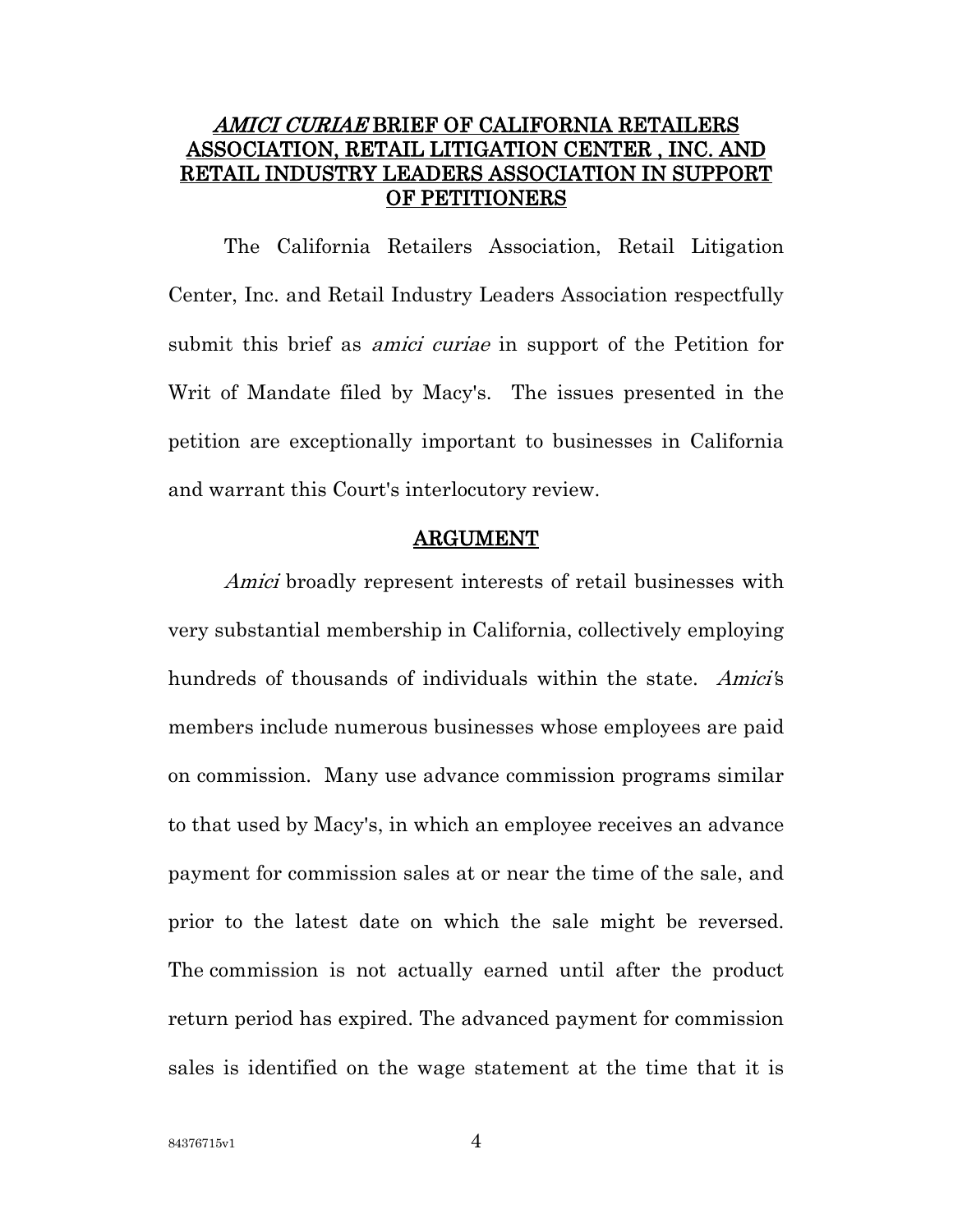## *AMICI CURIAE* BRIEF OF CALIFORNIA RETAILERS ASSOCIATION, RETAIL LITIGATION CENTER , INC. AND RETAIL INDUSTRY LEADERS ASSOCIATION IN SUPPORT OF PETITIONERS

The California Retailers Association, Retail Litigation Center, Inc. and Retail Industry Leaders Association respectfully submit this brief as *amici curiae* in support of the Petition for Writ of Mandate filed by Macy's. The issues presented in the petition are exceptionally important to businesses in California and warrant this Court's interlocutory review.

## ARGUMENT

*Amici* broadly represent interests of retail businesses with very substantial membership in California, collectively employing hundreds of thousands of individuals within the state. *Amici*'s members include numerous businesses whose employees are paid on commission. Many use advance commission programs similar to that used by Macy's, in which an employee receives an advance payment for commission sales at or near the time of the sale, and prior to the latest date on which the sale might be reversed. The commission is not actually earned until after the product return period has expired. The advanced payment for commission sales is identified on the wage statement at the time that it is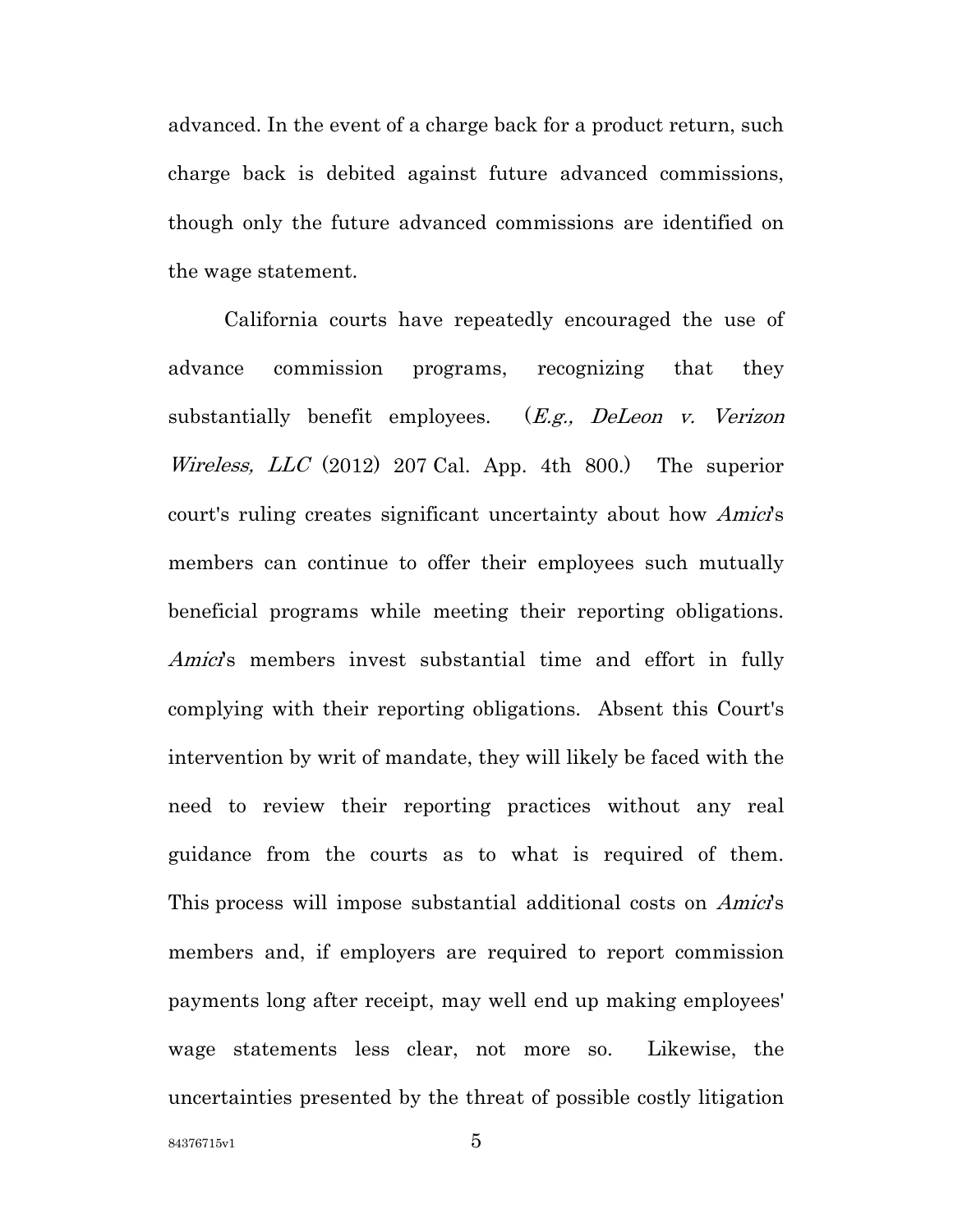advanced. In the event of a charge back for a product return, such charge back is debited against future advanced commissions, though only the future advanced commissions are identified on the wage statement.

California courts have repeatedly encouraged the use of advance commission programs, recognizing that they substantially benefit employees. (*E.g., DeLeon v. Verizon Wireless, LLC* (2012) 207 Cal. App. 4th 800.) The superior court's ruling creates significant uncertainty about how *Amici*'s members can continue to offer their employees such mutually beneficial programs while meeting their reporting obligations. *Amici*'s members invest substantial time and effort in fully complying with their reporting obligations. Absent this Court's intervention by writ of mandate, they will likely be faced with the need to review their reporting practices without any real guidance from the courts as to what is required of them. This process will impose substantial additional costs on *Amici*'s members and, if employers are required to report commission payments long after receipt, may well end up making employees' wage statements less clear, not more so. Likewise, the uncertainties presented by the threat of possible costly litigation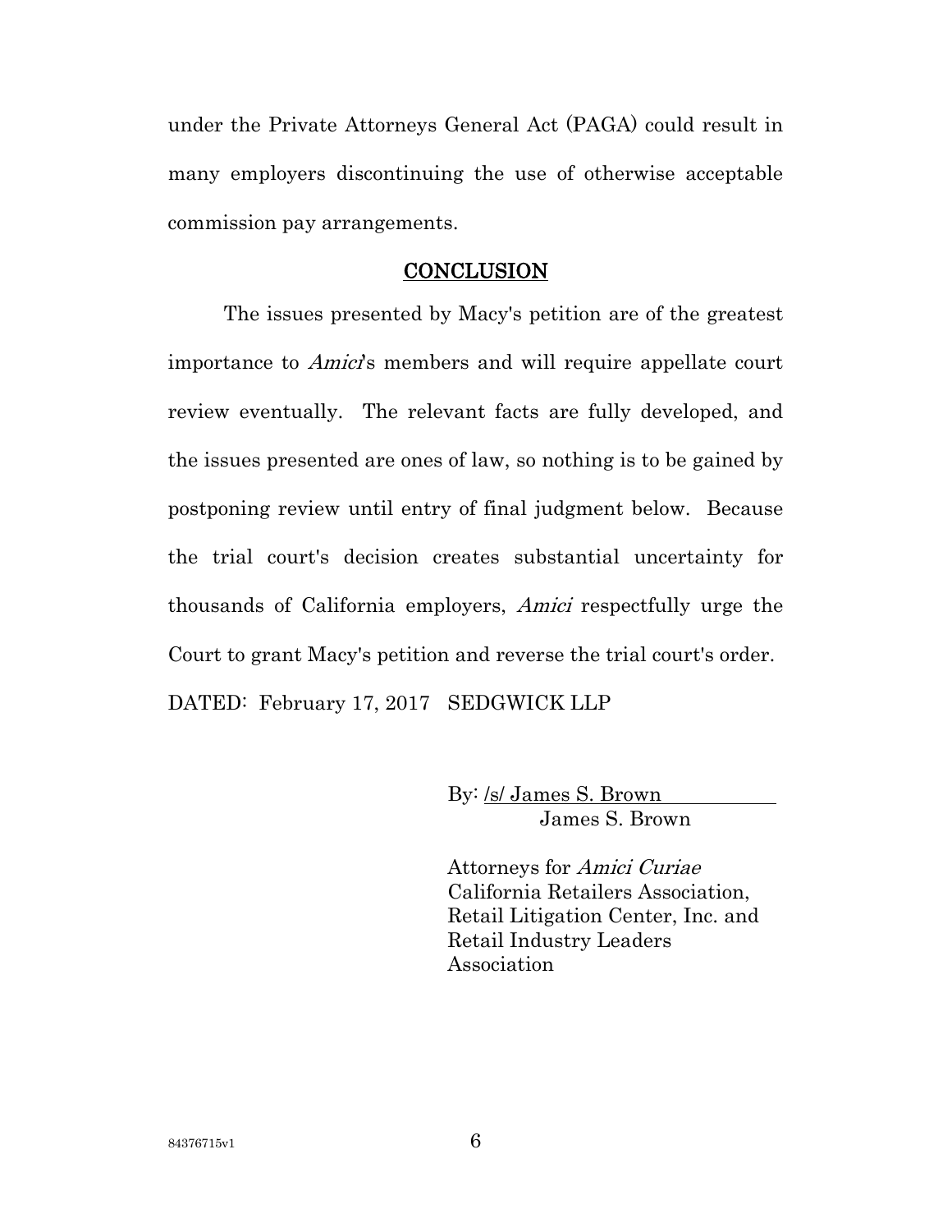under the Private Attorneys General Act (PAGA) could result in many employers discontinuing the use of otherwise acceptable commission pay arrangements.

## CONCLUSION

The issues presented by Macy's petition are of the greatest importance to *Amici*'s members and will require appellate court review eventually. The relevant facts are fully developed, and the issues presented are ones of law, so nothing is to be gained by postponing review until entry of final judgment below. Because the trial court's decision creates substantial uncertainty for thousands of California employers, *Amici* respectfully urge the Court to grant Macy's petition and reverse the trial court's order.

DATED: February 17, 2017 SEDGWICK LLP

By: /s/ James S. Brown
James S. Brown

Attorneys for *Amici Curiae* California Retailers Association, Retail Litigation Center, Inc. and Retail Industry Leaders Association

84376715v1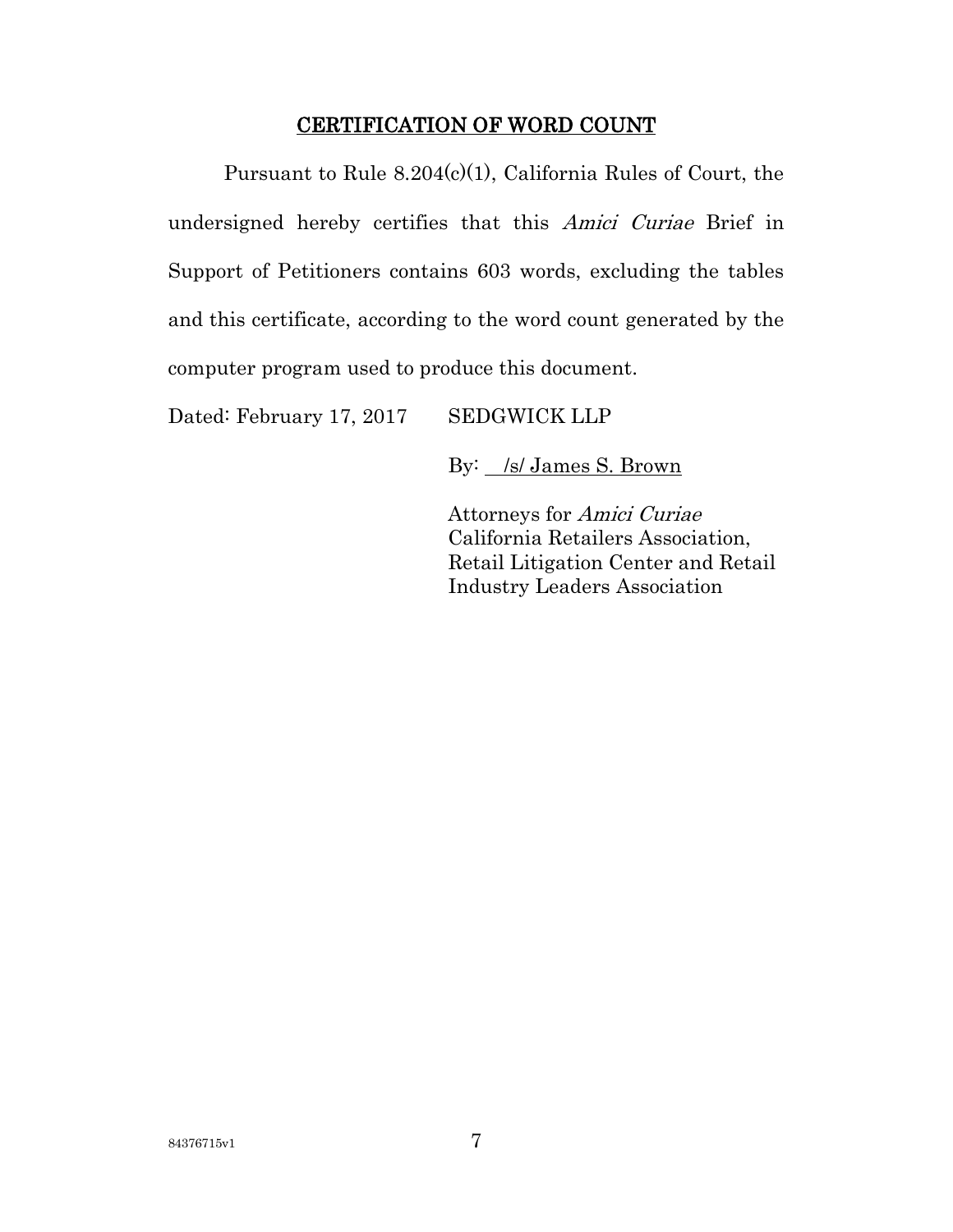## CERTIFICATION OF WORD COUNT

Pursuant to Rule 8.204(c)(1), California Rules of Court, the undersigned hereby certifies that this *Amici Curiae* Brief in Support of Petitioners contains 603 words, excluding the tables and this certificate, according to the word count generated by the computer program used to produce this document.

Dated: February 17, 2017 SEDGWICK LLP

By: /s/ James S. Brown

Attorneys for *Amici Curiae*
California Retailers Association,
Retail Litigation Center and Retail
Industry Leaders Association

84376715v1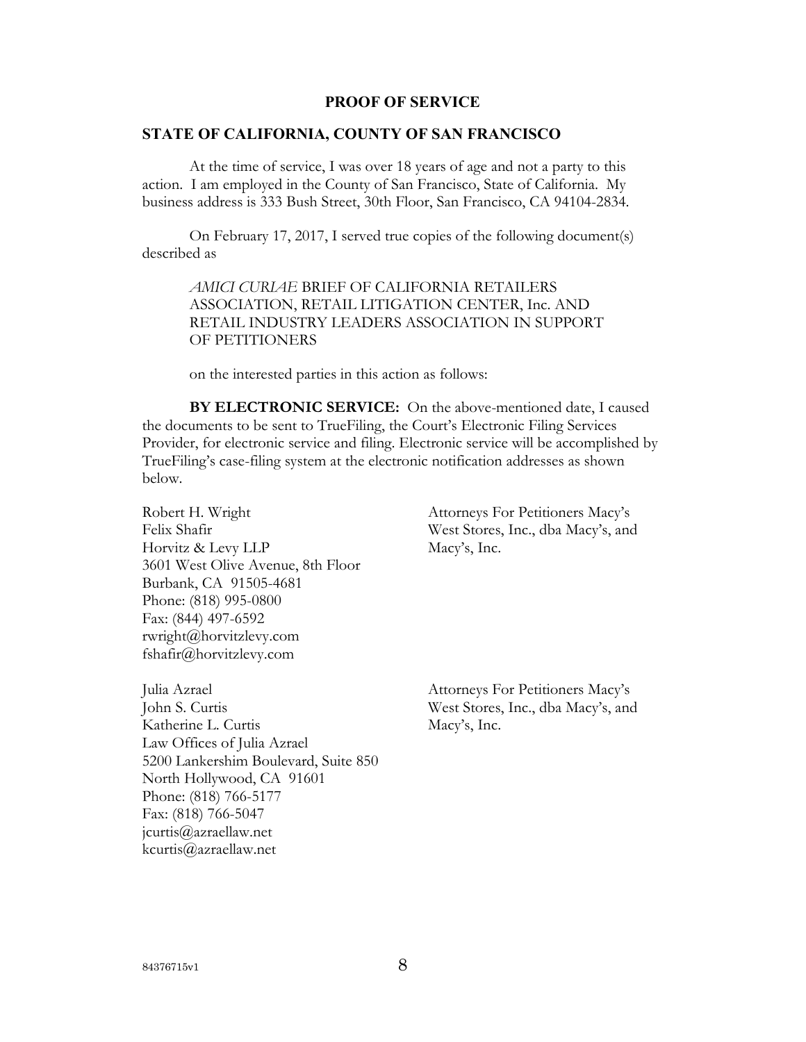## PROOF OF SERVICE

## STATE OF CALIFORNIA, COUNTY OF SAN FRANCISCO

At the time of service, I was over 18 years of age and not a party to this action. I am employed in the County of San Francisco, State of California. My business address is 333 Bush Street, 30th Floor, San Francisco, CA 94104-2834.

On February 17, 2017, I served true copies of the following document(s) described as

> *AMICI CURIAE* BRIEF OF CALIFORNIA RETAILERS ASSOCIATION, RETAIL LITIGATION CENTER, Inc. AND RETAIL INDUSTRY LEADERS ASSOCIATION IN SUPPORT OF PETITIONERS

on the interested parties in this action as follows:

**BY ELECTRONIC SERVICE:** On the above-mentioned date, I caused the documents to be sent to TrueFiling, the Court's Electronic Filing Services Provider, for electronic service and filing. Electronic service will be accomplished by TrueFiling's case-filing system at the electronic notification addresses as shown below.

| | |
|---|---|
| Robert H. Wright<br>Felix Shafir<br>Horvitz & Levy LLP<br>3601 West Olive Avenue, 8th Floor<br>Burbank, CA 91505-4681<br>Phone: (818) 995-0800<br>Fax: (844) 497-6592<br>rwright@horvitzlevy.com<br>fshafir@horvitzlevy.com | Attorneys For Petitioners Macy's West Stores, Inc., dba Macy's, and Macy's, Inc. |
| Julia Azrael<br>John S. Curtis<br>Katherine L. Curtis<br>Law Offices of Julia Azrael<br>5200 Lankershim Boulevard, Suite 850<br>North Hollywood, CA 91601<br>Phone: (818) 766-5177<br>Fax: (818) 766-5047<br>jcurtis@azraellaw.net<br>kcurtis@azraellaw.net | Attorneys For Petitioners Macy's West Stores, Inc., dba Macy's, and Macy's, Inc. |

84376715v1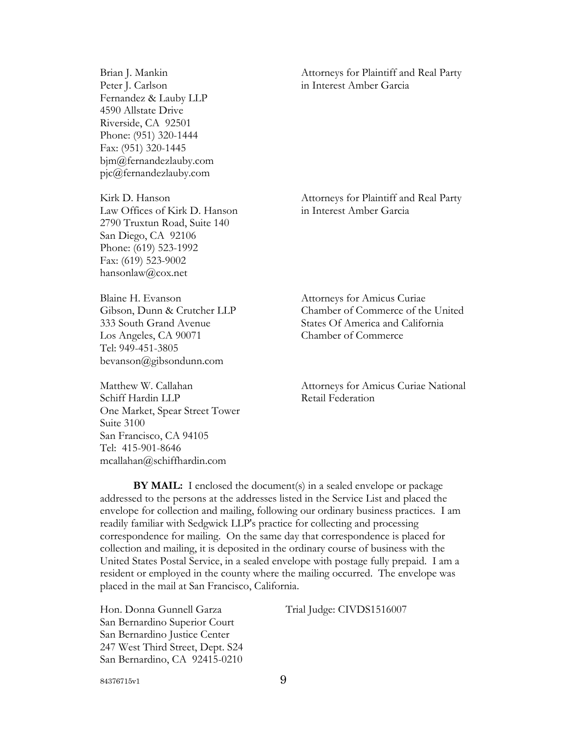| | |
|---|---|
| Brian J. Mankin<br>Peter J. Carlson<br>Fernandez & Lauby LLP<br>4590 Allstate Drive<br>Riverside, CA 92501<br>Phone: (951) 320-1444<br>Fax: (951) 320-1445<br>bjm@fernandezlauby.com<br>pjc@fernandezlauby.com | Attorneys for Plaintiff and Real Party in Interest Amber Garcia |
| Kirk D. Hanson<br>Law Offices of Kirk D. Hanson<br>2790 Truxtun Road, Suite 140<br>San Diego, CA 92106<br>Phone: (619) 523-1992<br>Fax: (619) 523-9002<br>hansonlaw@cox.net | Attorneys for Plaintiff and Real Party in Interest Amber Garcia |
| Blaine H. Evanson<br>Gibson, Dunn & Crutcher LLP<br>333 South Grand Avenue<br>Los Angeles, CA 90071<br>Tel: 949-451-3805<br>bevanson@gibsondunn.com | Attorneys for Amicus Curiae Chamber of Commerce of the United States Of America and California Chamber of Commerce |
| Matthew W. Callahan<br>Schiff Hardin LLP<br>One Market, Spear Street Tower<br>Suite 3100<br>San Francisco, CA 94105<br>Tel: 415-901-8646<br>mcallahan@schiffhardin.com | Attorneys for Amicus Curiae National Retail Federation |

**BY MAIL:** I enclosed the document(s) in a sealed envelope or package addressed to the persons at the addresses listed in the Service List and placed the envelope for collection and mailing, following our ordinary business practices. I am readily familiar with Sedgwick LLP's practice for collecting and processing correspondence for mailing. On the same day that correspondence is placed for collection and mailing, it is deposited in the ordinary course of business with the United States Postal Service, in a sealed envelope with postage fully prepaid. I am a resident or employed in the county where the mailing occurred. The envelope was placed in the mail at San Francisco, California.

| | |
|---|---|
| Hon. Donna Gunnell Garza<br>San Bernardino Superior Court<br>San Bernardino Justice Center<br>247 West Third Street, Dept. S24<br>San Bernardino, CA 92415-0210 | Trial Judge: CIVDS1516007 |

84376715v1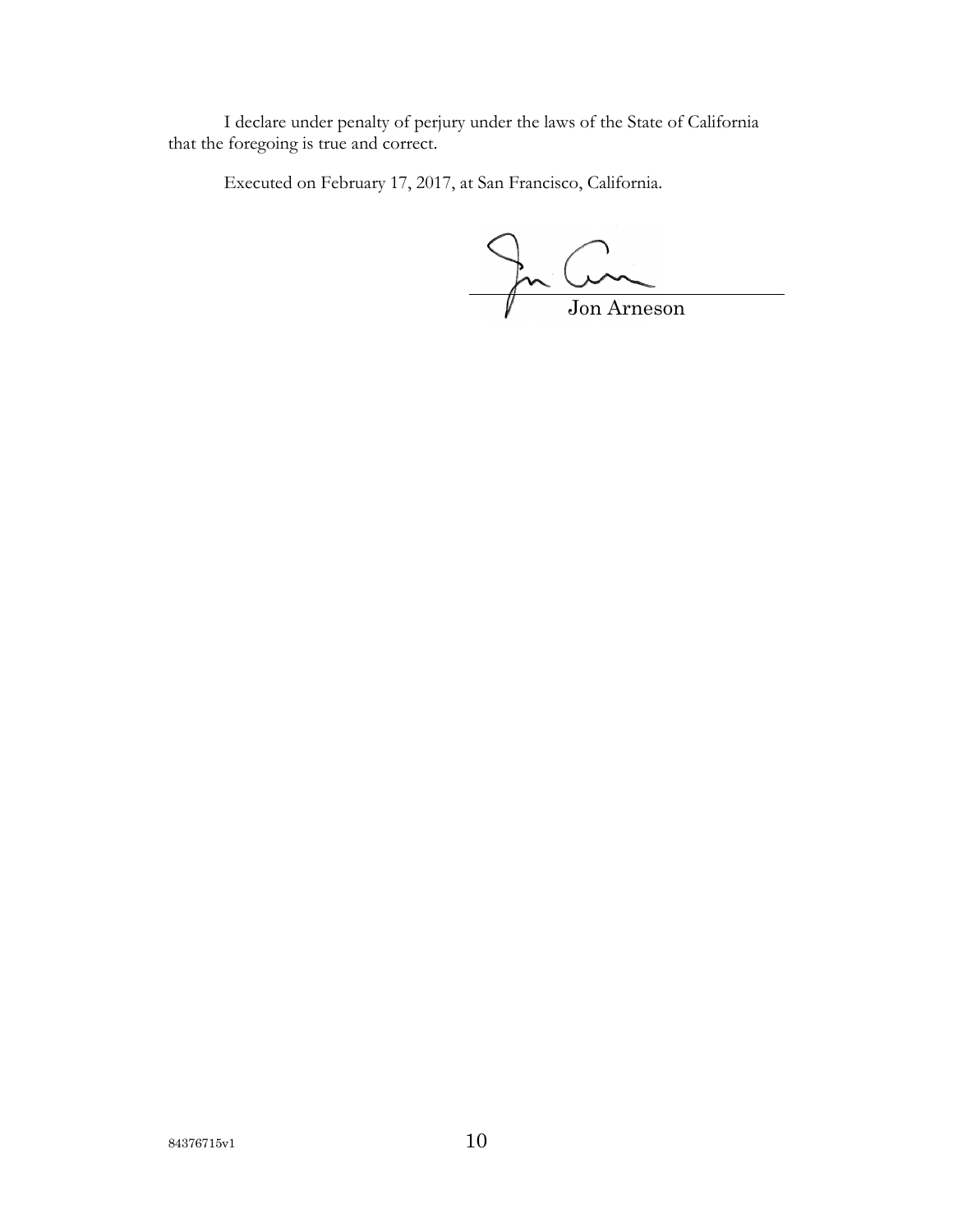I declare under penalty of perjury under the laws of the State of California that the foregoing is true and correct.

Executed on February 17, 2017, at San Francisco, California.

Jon Arneson

84376715v1